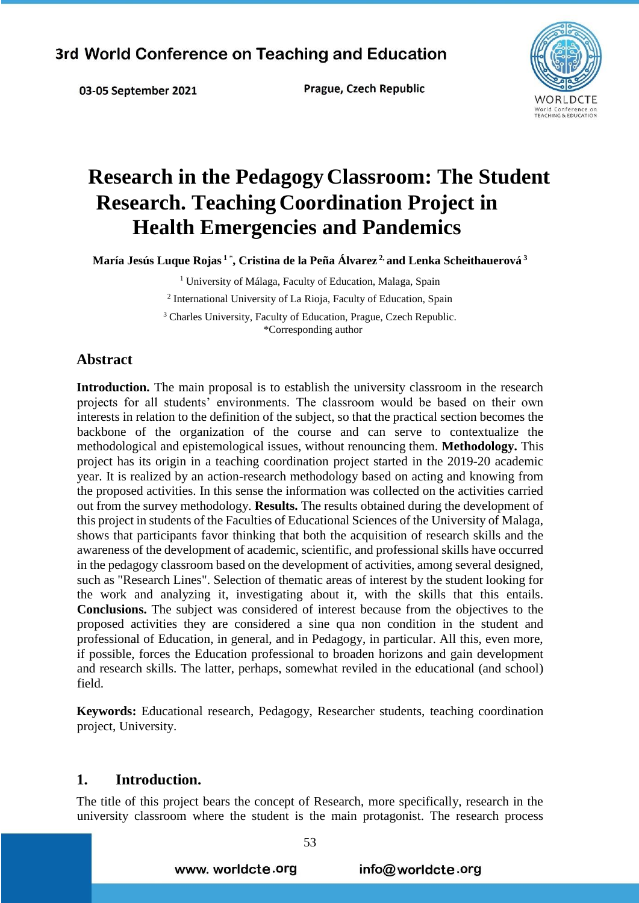# Research in the Pedagogy Classroom: The Student Research. Teaching Coordination Project in Health Emergencies and Pandemics

**María Jesús Luque Rojas [1*], Cristina de la Peña Álvarez [2], and Lenka Scheithauerová [3]**

[1] University of Málaga, Faculty of Education, Malaga, Spain

[2] International University of La Rioja, Faculty of Education, Spain

[3] Charles University, Faculty of Education, Prague, Czech Republic.

*Corresponding author

## Abstract

**Introduction.** The main proposal is to establish the university classroom in the research projects for all students' environments. The classroom would be based on their own interests in relation to the definition of the subject, so that the practical section becomes the backbone of the organization of the course and can serve to contextualize the methodological and epistemological issues, without renouncing them. **Methodology.** This project has its origin in a teaching coordination project started in the 2019-20 academic year. It is realized by an action-research methodology based on acting and knowing from the proposed activities. In this sense the information was collected on the activities carried out from the survey methodology. **Results.** The results obtained during the development of this project in students of the Faculties of Educational Sciences of the University of Malaga, shows that participants favor thinking that both the acquisition of research skills and the awareness of the development of academic, scientific, and professional skills have occurred in the pedagogy classroom based on the development of activities, among several designed, such as "Research Lines". Selection of thematic areas of interest by the student looking for the work and analyzing it, investigating about it, with the skills that this entails. **Conclusions.** The subject was considered of interest because from the objectives to the proposed activities they are considered a sine qua non condition in the student and professional of Education, in general, and in Pedagogy, in particular. All this, even more, if possible, forces the Education professional to broaden horizons and gain development and research skills. The latter, perhaps, somewhat reviled in the educational (and school) field.

**Keywords:** Educational research, Pedagogy, Researcher students, teaching coordination project, University.

## 1. Introduction.

The title of this project bears the concept of Research, more specifically, research in the university classroom where the student is the main protagonist. The research process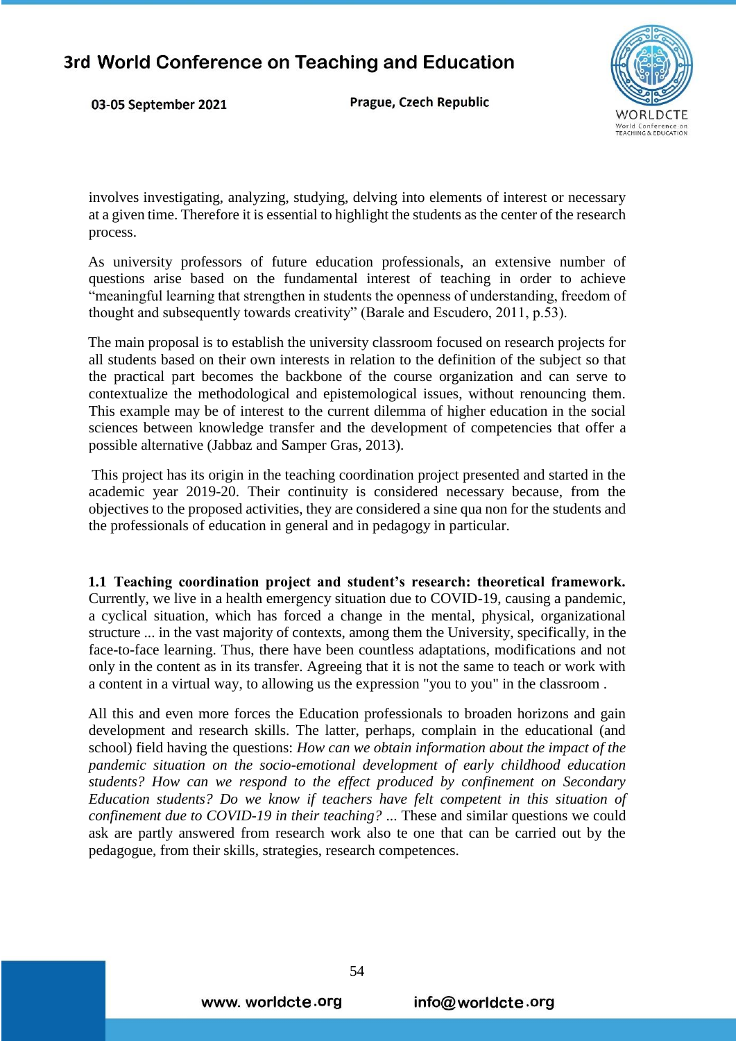involves investigating, analyzing, studying, delving into elements of interest or necessary at a given time. Therefore it is essential to highlight the students as the center of the research process.

As university professors of future education professionals, an extensive number of questions arise based on the fundamental interest of teaching in order to achieve "meaningful learning that strengthen in students the openness of understanding, freedom of thought and subsequently towards creativity" (Barale and Escudero, 2011, p.53).

The main proposal is to establish the university classroom focused on research projects for all students based on their own interests in relation to the definition of the subject so that the practical part becomes the backbone of the course organization and can serve to contextualize the methodological and epistemological issues, without renouncing them. This example may be of interest to the current dilemma of higher education in the social sciences between knowledge transfer and the development of competencies that offer a possible alternative (Jabbaz and Samper Gras, 2013).

This project has its origin in the teaching coordination project presented and started in the academic year 2019-20. Their continuity is considered necessary because, from the objectives to the proposed activities, they are considered a sine qua non for the students and the professionals of education in general and in pedagogy in particular.

**1.1 Teaching coordination project and student's research: theoretical framework.** Currently, we live in a health emergency situation due to COVID-19, causing a pandemic, a cyclical situation, which has forced a change in the mental, physical, organizational structure ... in the vast majority of contexts, among them the University, specifically, in the face-to-face learning. Thus, there have been countless adaptations, modifications and not only in the content as in its transfer. Agreeing that it is not the same to teach or work with a content in a virtual way, to allowing us the expression "you to you" in the classroom .

All this and even more forces the Education professionals to broaden horizons and gain development and research skills. The latter, perhaps, complain in the educational (and school) field having the questions: *How can we obtain information about the impact of the pandemic situation on the socio-emotional development of early childhood education students? How can we respond to the effect produced by confinement on Secondary Education students? Do we know if teachers have felt competent in this situation of confinement due to COVID-19 in their teaching?* ... These and similar questions we could ask are partly answered from research work also te one that can be carried out by the pedagogue, from their skills, strategies, research competences.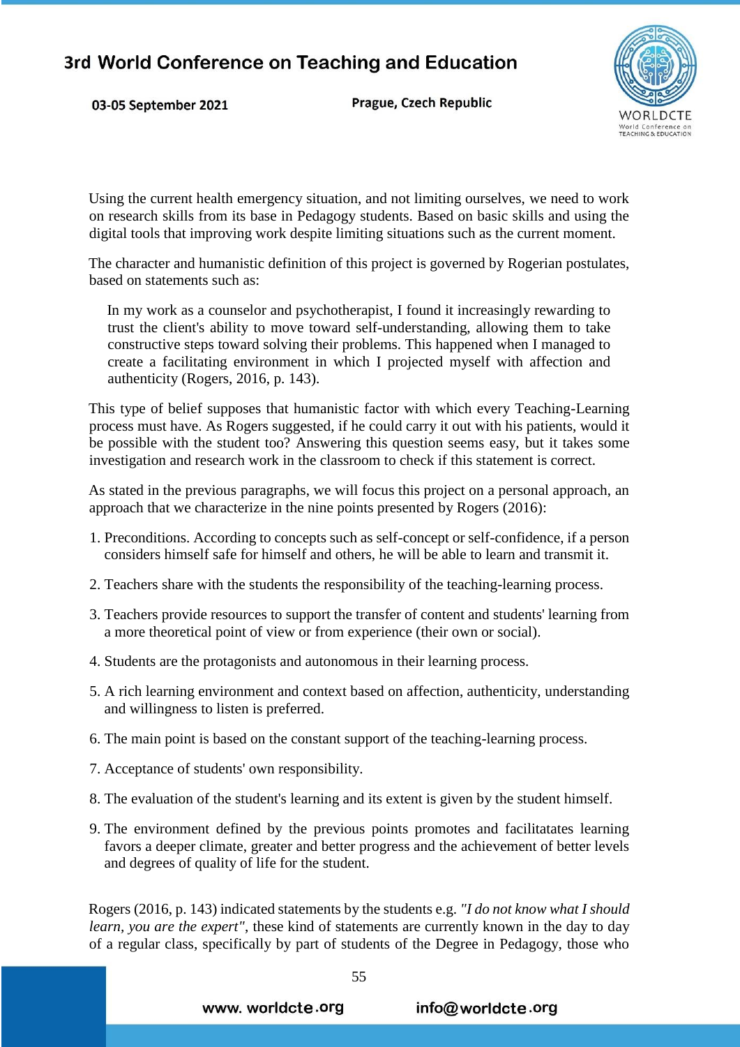Using the current health emergency situation, and not limiting ourselves, we need to work on research skills from its base in Pedagogy students. Based on basic skills and using the digital tools that improving work despite limiting situations such as the current moment.

The character and humanistic definition of this project is governed by Rogerian postulates, based on statements such as:

> In my work as a counselor and psychotherapist, I found it increasingly rewarding to trust the client's ability to move toward self-understanding, allowing them to take constructive steps toward solving their problems. This happened when I managed to create a facilitating environment in which I projected myself with affection and authenticity (Rogers, 2016, p. 143).

This type of belief supposes that humanistic factor with which every Teaching-Learning process must have. As Rogers suggested, if he could carry it out with his patients, would it be possible with the student too? Answering this question seems easy, but it takes some investigation and research work in the classroom to check if this statement is correct.

As stated in the previous paragraphs, we will focus this project on a personal approach, an approach that we characterize in the nine points presented by Rogers (2016):

1. Preconditions. According to concepts such as self-concept or self-confidence, if a person considers himself safe for himself and others, he will be able to learn and transmit it.
2. Teachers share with the students the responsibility of the teaching-learning process.
3. Teachers provide resources to support the transfer of content and students' learning from a more theoretical point of view or from experience (their own or social).
4. Students are the protagonists and autonomous in their learning process.
5. A rich learning environment and context based on affection, authenticity, understanding and willingness to listen is preferred.
6. The main point is based on the constant support of the teaching-learning process.
7. Acceptance of students' own responsibility.
8. The evaluation of the student's learning and its extent is given by the student himself.
9. The environment defined by the previous points promotes and facilitatates learning favors a deeper climate, greater and better progress and the achievement of better levels and degrees of quality of life for the student.

Rogers (2016, p. 143) indicated statements by the students e.g. *"I do not know what I should learn, you are the expert"*, these kind of statements are currently known in the day to day of a regular class, specifically by part of students of the Degree in Pedagogy, those who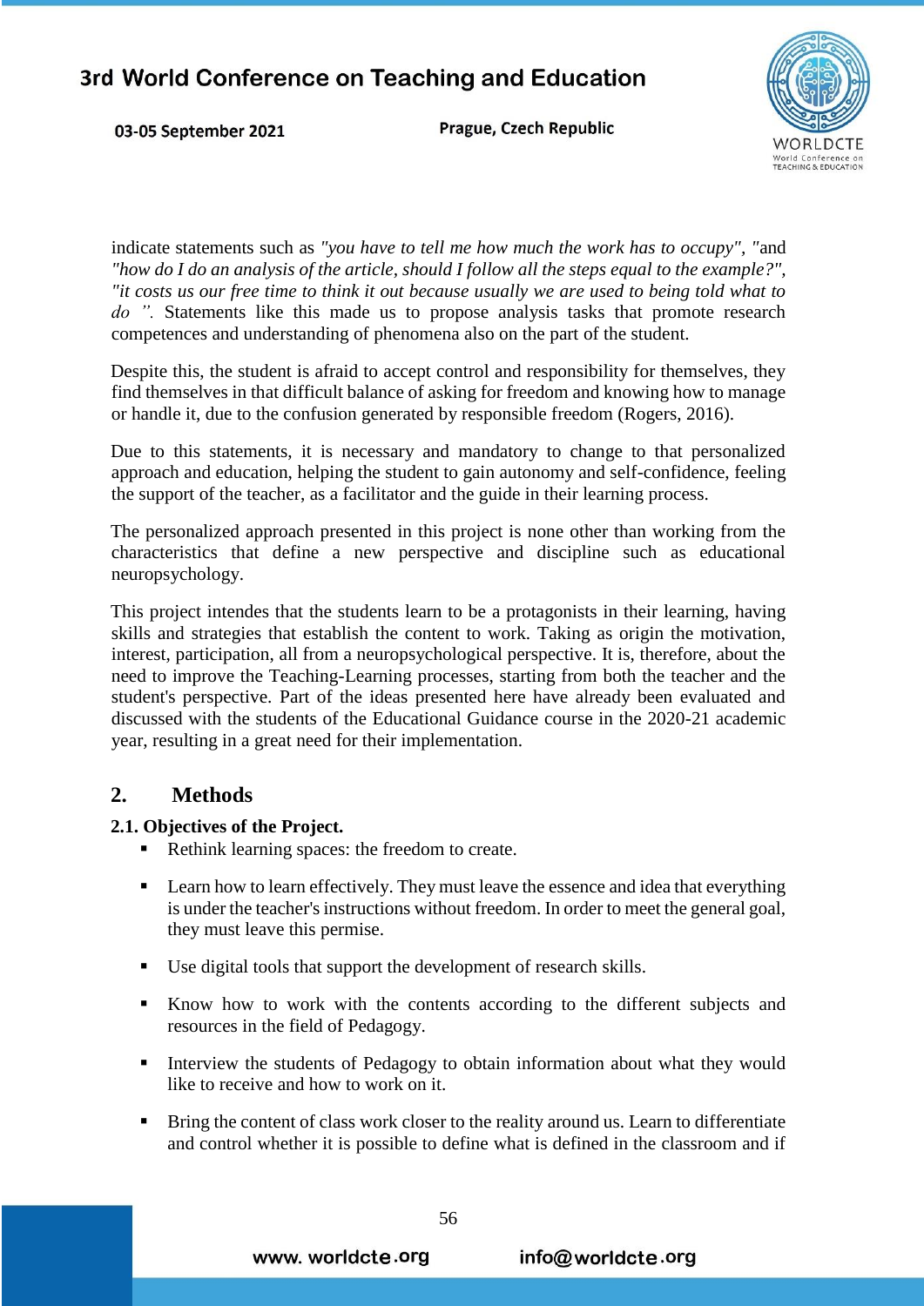indicate statements such as *"you have to tell me how much the work has to occupy", "*and *"how do I do an analysis of the article, should I follow all the steps equal to the example?", "it costs us our free time to think it out because usually we are used to being told what to do ".* Statements like this made us to propose analysis tasks that promote research competences and understanding of phenomena also on the part of the student.

Despite this, the student is afraid to accept control and responsibility for themselves, they find themselves in that difficult balance of asking for freedom and knowing how to manage or handle it, due to the confusion generated by responsible freedom (Rogers, 2016).

Due to this statements, it is necessary and mandatory to change to that personalized approach and education, helping the student to gain autonomy and self-confidence, feeling the support of the teacher, as a facilitator and the guide in their learning process.

The personalized approach presented in this project is none other than working from the characteristics that define a new perspective and discipline such as educational neuropsychology.

This project intendes that the students learn to be a protagonists in their learning, having skills and strategies that establish the content to work. Taking as origin the motivation, interest, participation, all from a neuropsychological perspective. It is, therefore, about the need to improve the Teaching-Learning processes, starting from both the teacher and the student's perspective. Part of the ideas presented here have already been evaluated and discussed with the students of the Educational Guidance course in the 2020-21 academic year, resulting in a great need for their implementation.

## 2. Methods

### 2.1. Objectives of the Project.

- Rethink learning spaces: the freedom to create.
- Learn how to learn effectively. They must leave the essence and idea that everything is under the teacher's instructions without freedom. In order to meet the general goal, they must leave this permise.
- Use digital tools that support the development of research skills.
- Know how to work with the contents according to the different subjects and resources in the field of Pedagogy.
- Interview the students of Pedagogy to obtain information about what they would like to receive and how to work on it.
- Bring the content of class work closer to the reality around us. Learn to differentiate and control whether it is possible to define what is defined in the classroom and if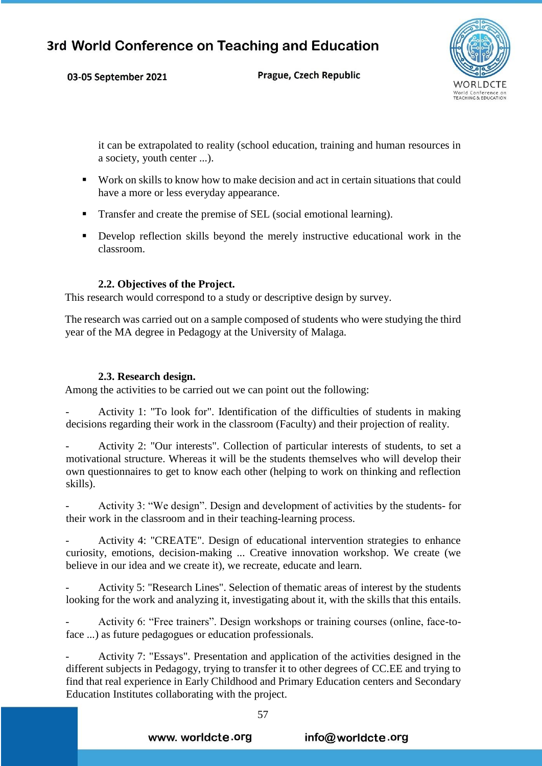it can be extrapolated to reality (school education, training and human resources in a society, youth center ...).

- Work on skills to know how to make decision and act in certain situations that could have a more or less everyday appearance.
- Transfer and create the premise of SEL (social emotional learning).
- Develop reflection skills beyond the merely instructive educational work in the classroom.

### 2.2. Objectives of the Project.

This research would correspond to a study or descriptive design by survey.

The research was carried out on a sample composed of students who were studying the third year of the MA degree in Pedagogy at the University of Malaga.

### 2.3. Research design.

Among the activities to be carried out we can point out the following:

- Activity 1: "To look for". Identification of the difficulties of students in making decisions regarding their work in the classroom (Faculty) and their projection of reality.

- Activity 2: "Our interests". Collection of particular interests of students, to set a motivational structure. Whereas it will be the students themselves who will develop their own questionnaires to get to know each other (helping to work on thinking and reflection skills).

- Activity 3: "We design". Design and development of activities by the students- for their work in the classroom and in their teaching-learning process.

- Activity 4: "CREATE". Design of educational intervention strategies to enhance curiosity, emotions, decision-making ... Creative innovation workshop. We create (we believe in our idea and we create it), we recreate, educate and learn.

- Activity 5: "Research Lines". Selection of thematic areas of interest by the students looking for the work and analyzing it, investigating about it, with the skills that this entails.

- Activity 6: "Free trainers". Design workshops or training courses (online, face-to-face ...) as future pedagogues or education professionals.

- Activity 7: "Essays". Presentation and application of the activities designed in the different subjects in Pedagogy, trying to transfer it to other degrees of CC.EE and trying to find that real experience in Early Childhood and Primary Education centers and Secondary Education Institutes collaborating with the project.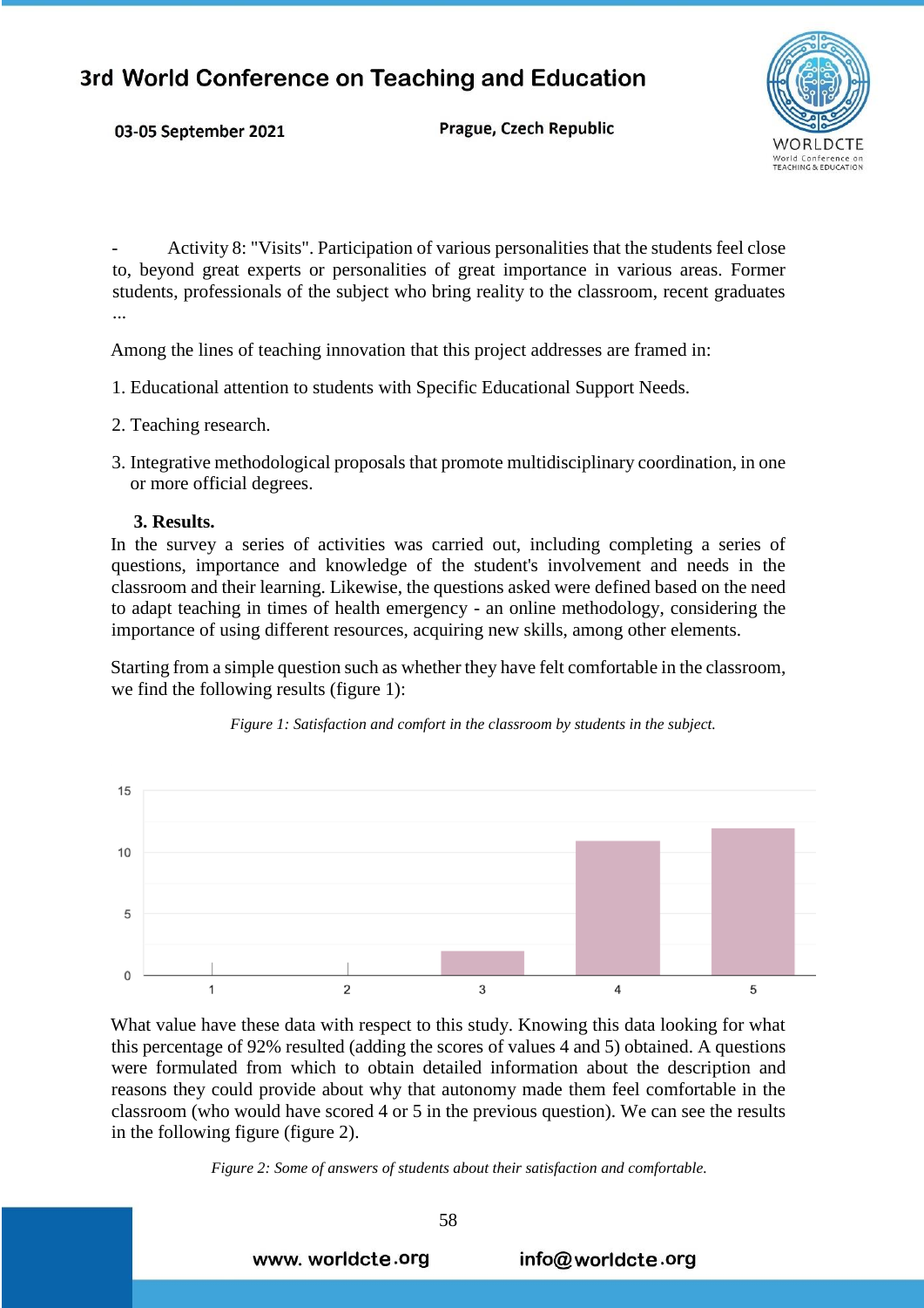- Activity 8: "Visits". Participation of various personalities that the students feel close to, beyond great experts or personalities of great importance in various areas. Former students, professionals of the subject who bring reality to the classroom, recent graduates ...

Among the lines of teaching innovation that this project addresses are framed in:

1. Educational attention to students with Specific Educational Support Needs.
2. Teaching research.
3. Integrative methodological proposals that promote multidisciplinary coordination, in one or more official degrees.

## 3. Results.

In the survey a series of activities was carried out, including completing a series of questions, importance and knowledge of the student's involvement and needs in the classroom and their learning. Likewise, the questions asked were defined based on the need to adapt teaching in times of health emergency - an online methodology, considering the importance of using different resources, acquiring new skills, among other elements.

Starting from a simple question such as whether they have felt comfortable in the classroom, we find the following results (figure 1):

*Figure 1: Satisfaction and comfort in the classroom by students in the subject.*

What value have these data with respect to this study. Knowing this data looking for what this percentage of 92% resulted (adding the scores of values 4 and 5) obtained. A questions were formulated from which to obtain detailed information about the description and reasons they could provide about why that autonomy made them feel comfortable in the classroom (who would have scored 4 or 5 in the previous question). We can see the results in the following figure (figure 2).

*Figure 2: Some of answers of students about their satisfaction and comfortable.*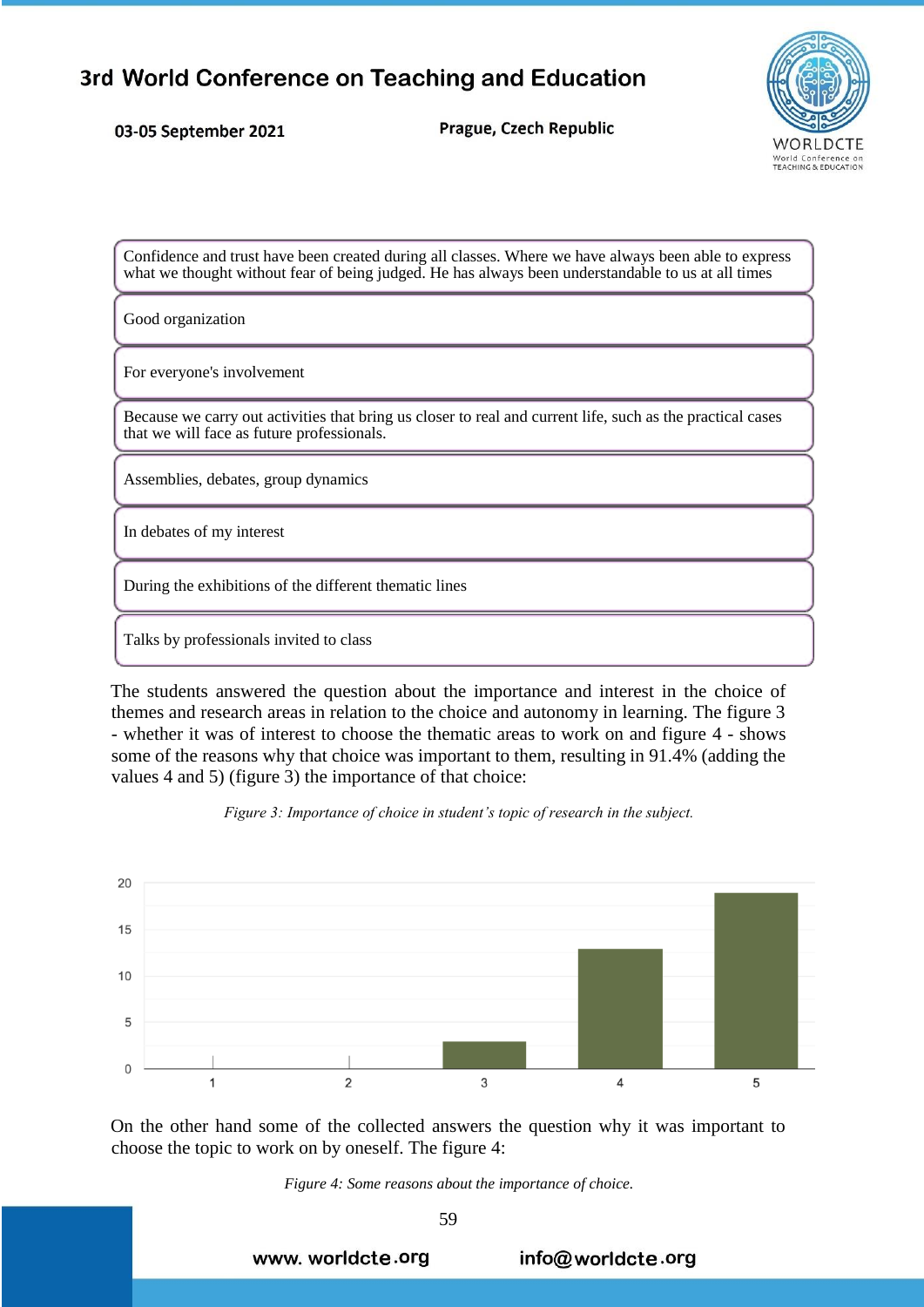| Confidence and trust have been created during all classes. Where we have always been able to express what we thought without fear of being judged. He has always been understandable to us at all times |
|---|
| Good organization |
| For everyone's involvement |
| Because we carry out activities that bring us closer to real and current life, such as the practical cases that we will face as future professionals. |
| Assemblies, debates, group dynamics |
| In debates of my interest |
| During the exhibitions of the different thematic lines |
| Talks by professionals invited to class |

The students answered the question about the importance and interest in the choice of themes and research areas in relation to the choice and autonomy in learning. The figure 3 - whether it was of interest to choose the thematic areas to work on and figure 4 - shows some of the reasons why that choice was important to them, resulting in 91.4% (adding the values 4 and 5) (figure 3) the importance of that choice:

*Figure 3: Importance of choice in student's topic of research in the subject.*

On the other hand some of the collected answers the question why it was important to choose the topic to work on by oneself. The figure 4:

*Figure 4: Some reasons about the importance of choice.*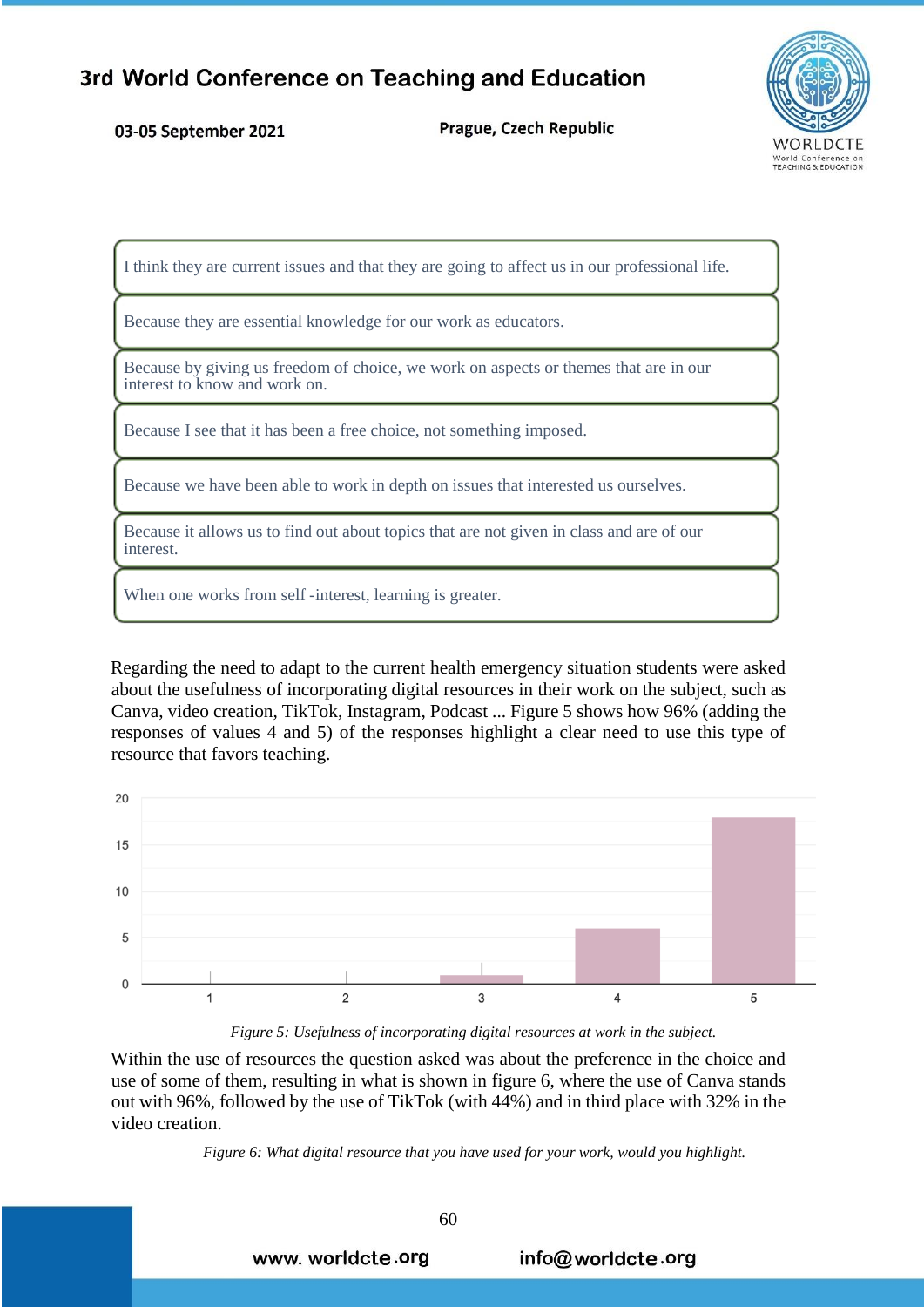| I think they are current issues and that they are going to affect us in our professional life. |
| --- |
| Because they are essential knowledge for our work as educators. |
| Because by giving us freedom of choice, we work on aspects or themes that are in our interest to know and work on. |
| Because I see that it has been a free choice, not something imposed. |
| Because we have been able to work in depth on issues that interested us ourselves. |
| Because it allows us to find out about topics that are not given in class and are of our interest. |
| When one works from self -interest, learning is greater. |

Regarding the need to adapt to the current health emergency situation students were asked about the usefulness of incorporating digital resources in their work on the subject, such as Canva, video creation, TikTok, Instagram, Podcast ... Figure 5 shows how 96% (adding the responses of values 4 and 5) of the responses highlight a clear need to use this type of resource that favors teaching.

*Figure 5: Usefulness of incorporating digital resources at work in the subject.*

Within the use of resources the question asked was about the preference in the choice and use of some of them, resulting in what is shown in figure 6, where the use of Canva stands out with 96%, followed by the use of TikTok (with 44%) and in third place with 32% in the video creation.

*Figure 6: What digital resource that you have used for your work, would you highlight.*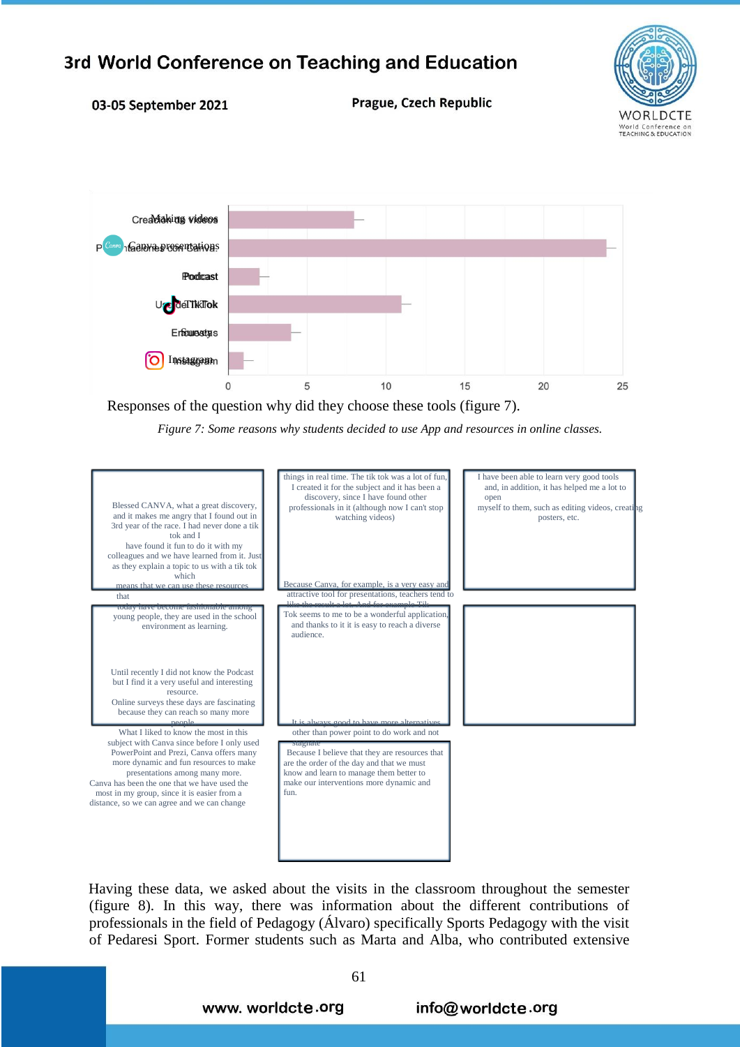| | |
|---|---|
| Making videos | |
| Canva presentations | |
| Podcast | |
| TikTok | |
| Surveys | |
| Instagram | |

Responses of the question why did they choose these tools (figure 7).

*Figure 7: Some reasons why students decided to use App and resources in online classes.*

Blessed CANVA, what a great discovery, and it makes me angry that I found out in 3rd year of the race. I had never done a tik tok and I have found it fun to do it with my colleagues and we have learned from it. Just as they explain a topic to us with a tik tok which means that we can use these resources that today have become fashionable among young people, they are used in the school environment as learning.

things in real time. The tik tok was a lot of fun, I created it for the subject and it has been a discovery, since I have found other professionals in it (although now I can't stop watching videos)

I have been able to learn very good tools and, in addition, it has helped me a lot to open myself to them, such as editing videos, creating posters, etc.

Because Canva, for example, is a very easy and attractive tool for presentations, teachers tend to like the result a lot. And for example Tik Tok seems to me to be a wonderful application, and thanks to it it is easy to reach a diverse audience.

Until recently I did not know the Podcast but I find it a very useful and interesting resource.

Online surveys these days are fascinating because they can reach so many more people.

It is always good to have more alternatives other than power point to do work and not stagnate

What I liked to know the most in this subject with Canva since before I only used PowerPoint and Prezi, Canva offers many more dynamic and fun resources to make presentations among many more.

Canva has been the one that we have used the most in my group, since it is easier from a distance, so we can agree and we can change

Because I believe that they are resources that are the order of the day and that we must know and learn to manage them better to make our interventions more dynamic and fun.

Having these data, we asked about the visits in the classroom throughout the semester (figure 8). In this way, there was information about the different contributions of professionals in the field of Pedagogy (Álvaro) specifically Sports Pedagogy with the visit of Pedaresi Sport. Former students such as Marta and Alba, who contributed extensive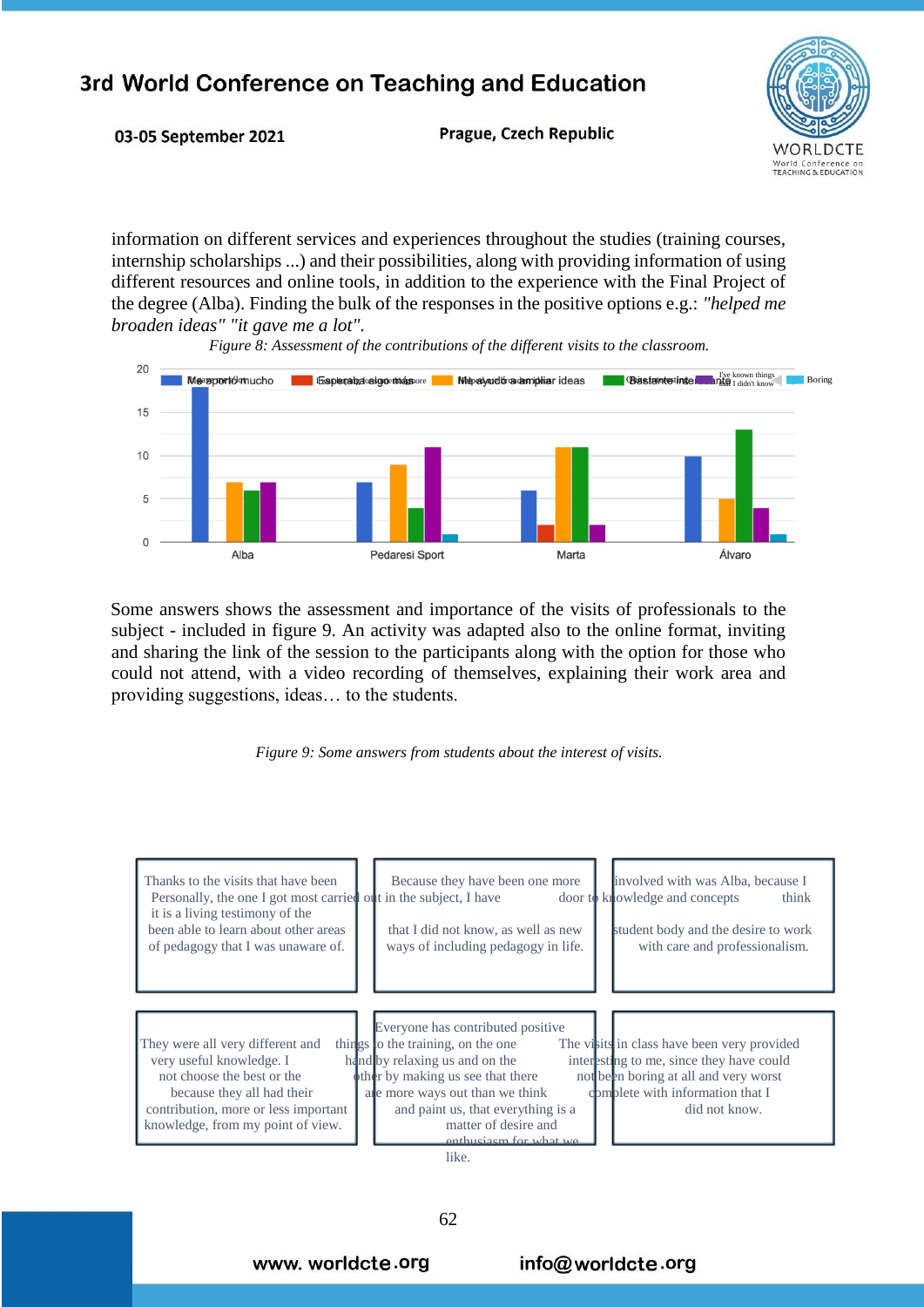information on different services and experiences throughout the studies (training courses, internship scholarships ...) and their possibilities, along with providing information of using different resources and online tools, in addition to the experience with the Final Project of the degree (Alba). Finding the bulk of the responses in the positive options e.g.: *"helped me broaden ideas" "it gave me a lot"*.

*Figure 8: Assessment of the contributions of the different visits to the classroom.*

Some answers shows the assessment and importance of the visits of professionals to the subject - included in figure 9. An activity was adapted also to the online format, inviting and sharing the link of the session to the participants along with the option for those who could not attend, with a video recording of themselves, explaining their work area and providing suggestions, ideas… to the students.

*Figure 9: Some answers from students about the interest of visits.*

Thanks to the visits that have been able to learn about other areas of pedagogy that I was unaware of.

Because they have been one more door to knowledge and concepts that I did not know, as well as new ways of including pedagogy in life.

Personally, the one I got most carried out in the subject, I have involved with was Alba, because I think it is a living testimony of the student body and the desire to work with care and professionalism.

They were all very different and very useful knowledge. I not choose the best or the because they all had their contribution, more or less important knowledge, from my point of view.

Everyone has contributed positive things to the training, on the one hand by relaxing us and on the other by making us see that there are more ways out than we think and paint us, that everything is a matter of desire and enthusiasm for what we like.

The visits in class have been very interesting to me, since they have not been boring at all and very provided could complete with information that I worst did not know.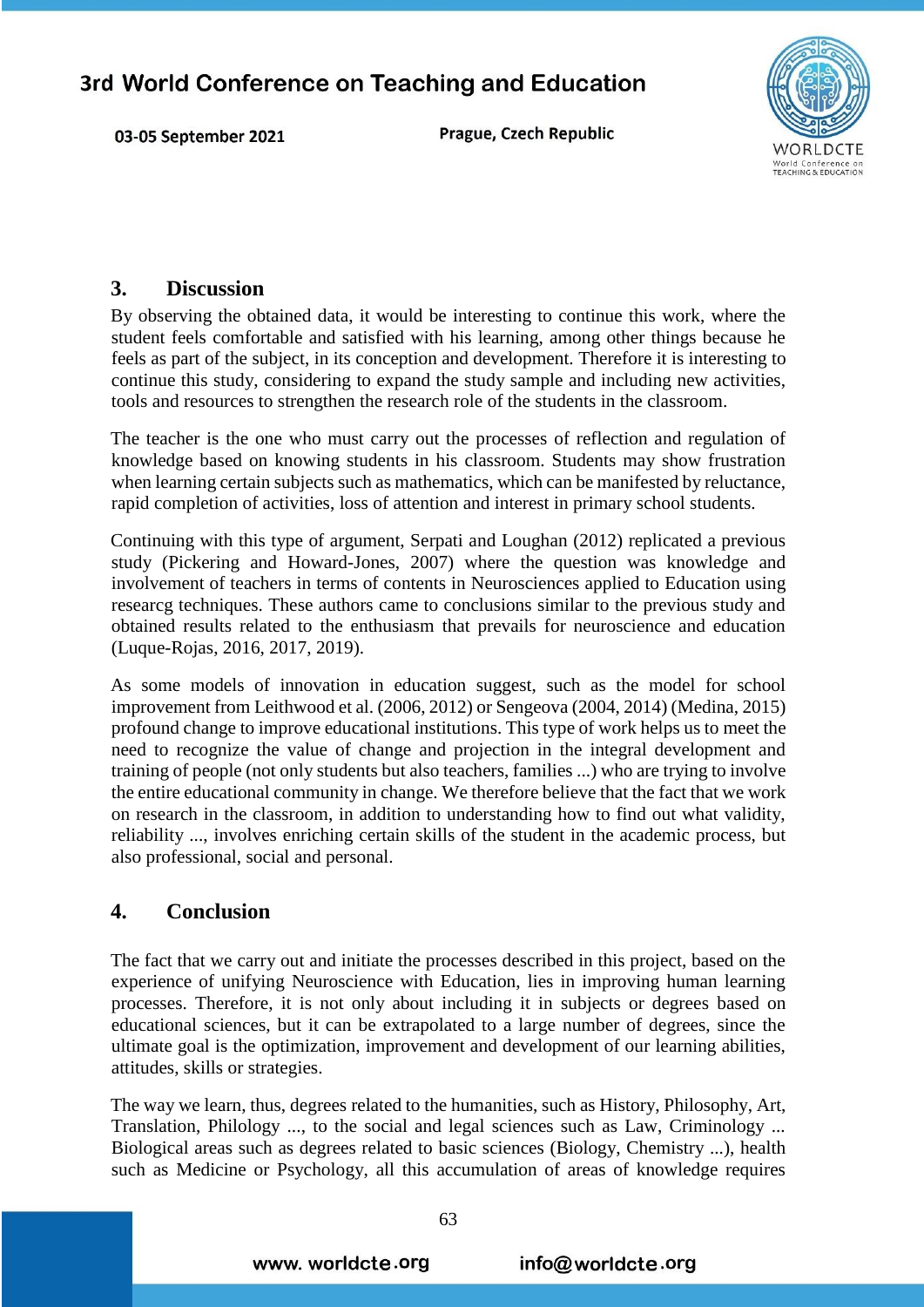## 3. Discussion

By observing the obtained data, it would be interesting to continue this work, where the student feels comfortable and satisfied with his learning, among other things because he feels as part of the subject, in its conception and development. Therefore it is interesting to continue this study, considering to expand the study sample and including new activities, tools and resources to strengthen the research role of the students in the classroom.

The teacher is the one who must carry out the processes of reflection and regulation of knowledge based on knowing students in his classroom. Students may show frustration when learning certain subjects such as mathematics, which can be manifested by reluctance, rapid completion of activities, loss of attention and interest in primary school students.

Continuing with this type of argument, Serpati and Loughan (2012) replicated a previous study (Pickering and Howard-Jones, 2007) where the question was knowledge and involvement of teachers in terms of contents in Neurosciences applied to Education using researcg techniques. These authors came to conclusions similar to the previous study and obtained results related to the enthusiasm that prevails for neuroscience and education (Luque-Rojas, 2016, 2017, 2019).

As some models of innovation in education suggest, such as the model for school improvement from Leithwood et al. (2006, 2012) or Sengeova (2004, 2014) (Medina, 2015) profound change to improve educational institutions. This type of work helps us to meet the need to recognize the value of change and projection in the integral development and training of people (not only students but also teachers, families ...) who are trying to involve the entire educational community in change. We therefore believe that the fact that we work on research in the classroom, in addition to understanding how to find out what validity, reliability ..., involves enriching certain skills of the student in the academic process, but also professional, social and personal.

## 4. Conclusion

The fact that we carry out and initiate the processes described in this project, based on the experience of unifying Neuroscience with Education, lies in improving human learning processes. Therefore, it is not only about including it in subjects or degrees based on educational sciences, but it can be extrapolated to a large number of degrees, since the ultimate goal is the optimization, improvement and development of our learning abilities, attitudes, skills or strategies.

The way we learn, thus, degrees related to the humanities, such as History, Philosophy, Art, Translation, Philology ..., to the social and legal sciences such as Law, Criminology ... Biological areas such as degrees related to basic sciences (Biology, Chemistry ...), health such as Medicine or Psychology, all this accumulation of areas of knowledge requires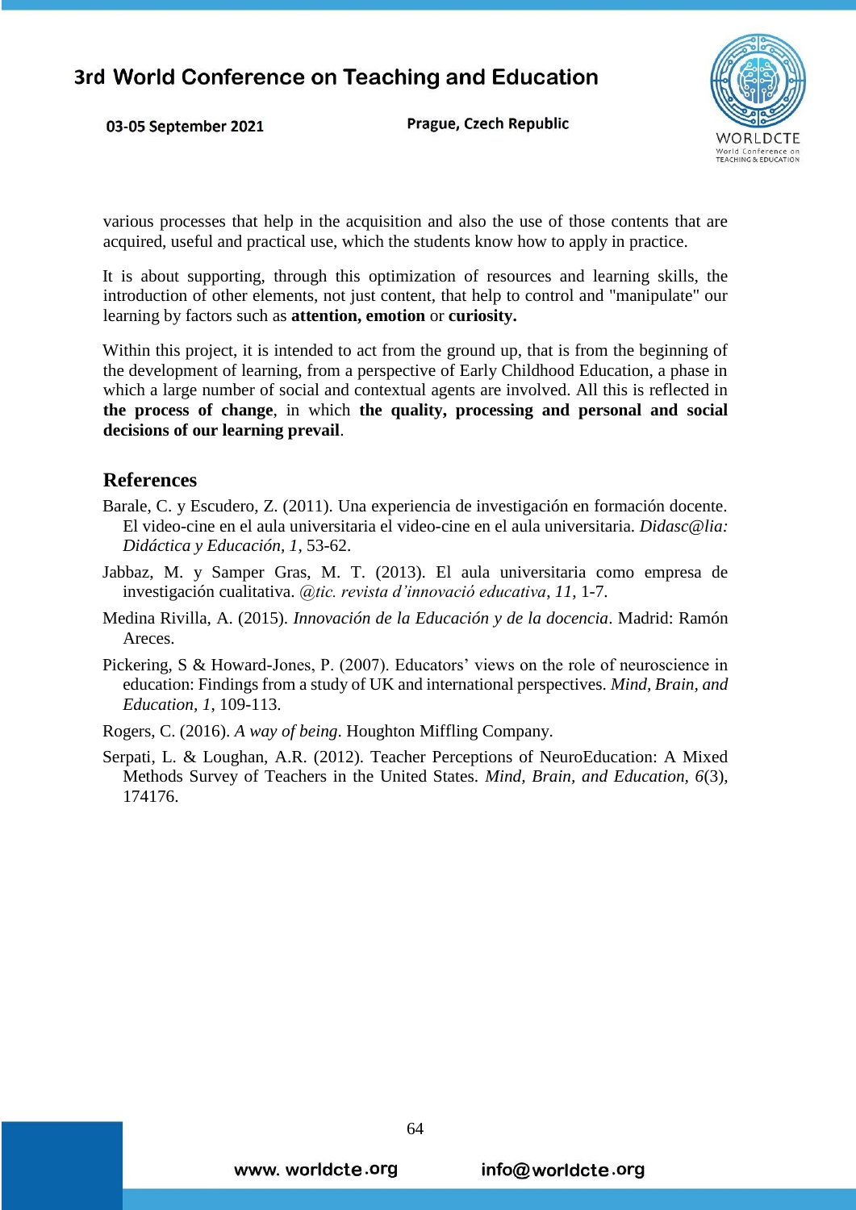various processes that help in the acquisition and also the use of those contents that are acquired, useful and practical use, which the students know how to apply in practice.

It is about supporting, through this optimization of resources and learning skills, the introduction of other elements, not just content, that help to control and "manipulate" our learning by factors such as **attention, emotion** or **curiosity.**

Within this project, it is intended to act from the ground up, that is from the beginning of the development of learning, from a perspective of Early Childhood Education, a phase in which a large number of social and contextual agents are involved. All this is reflected in **the process of change**, in which **the quality, processing and personal and social decisions of our learning prevail**.

## References

Barale, C. y Escudero, Z. (2011). Una experiencia de investigación en formación docente. El video-cine en el aula universitaria el video-cine en el aula universitaria. *Didasc@lia: Didáctica y Educación, 1*, 53-62.

Jabbaz, M. y Samper Gras, M. T. (2013). El aula universitaria como empresa de investigación cualitativa. *@tic. revista d'innovació educativa*, *11*, 1-7.

Medina Rivilla, A. (2015). *Innovación de la Educación y de la docencia*. Madrid: Ramón Areces.

Pickering, S & Howard-Jones, P. (2007). Educators' views on the role of neuroscience in education: Findings from a study of UK and international perspectives. *Mind, Brain, and Education*, *1*, 109-113.

Rogers, C. (2016). *A way of being*. Houghton Miffling Company.

Serpati, L. & Loughan, A.R. (2012). Teacher Perceptions of NeuroEducation: A Mixed Methods Survey of Teachers in the United States. *Mind, Brain, and Education*, *6*(3), 174176.